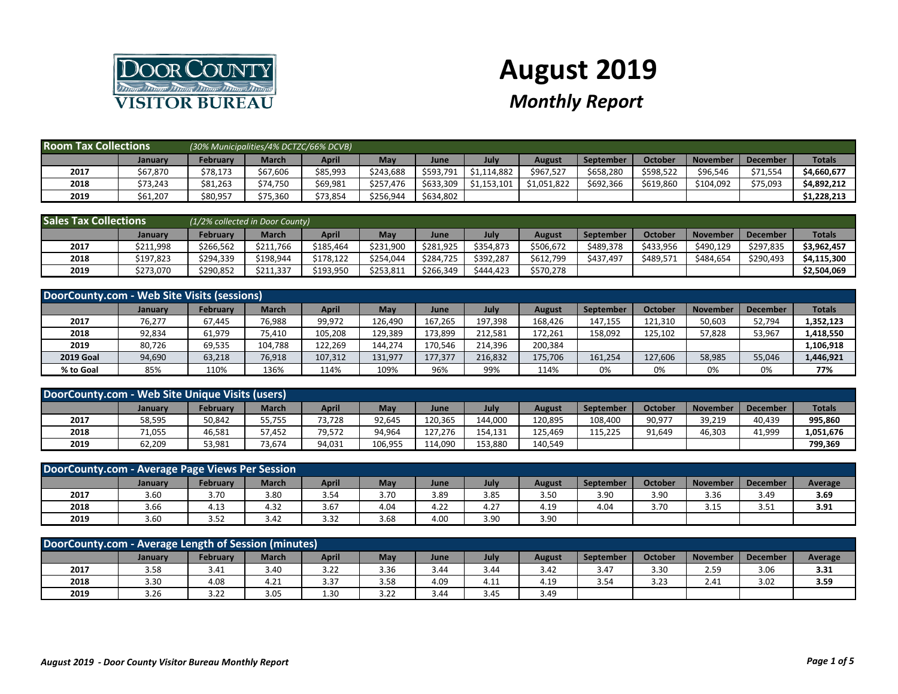# August 2019

## *Monthly Report*

DOOR COUNTY VISITOR BUREAU

| **Room Tax Collections** *(30% Municipalities/4% DCTZC/66% DCVB)* | | | | | | | | | | | | | |
|---|---|---|---|---|---|---|---|---|---|---|---|---|---|
| | **January** | **February** | **March** | **April** | **May** | **June** | **July** | **August** | **September** | **October** | **November** | **December** | **Totals** |
| **2017** | $67,870 | $78,173 | $67,606 | $85,993 | $243,688 | $593,791 | $1,114,882 | $967,527 | $658,280 | $598,522 | $96,546 | $71,554 | **$4,660,677** |
| **2018** | $73,243 | $81,263 | $74,750 | $69,981 | $257,476 | $633,309 | $1,153,101 | $1,051,822 | $692,366 | $619,860 | $104,092 | $75,093 | **$4,892,212** |
| **2019** | $61,207 | $80,957 | $75,360 | $73,854 | $256,944 | $634,802 | | | | | | | **$1,228,213** |

| **Sales Tax Collections** *(1/2% collected in Door County)* | | | | | | | | | | | | | |
|---|---|---|---|---|---|---|---|---|---|---|---|---|---|
| | **January** | **February** | **March** | **April** | **May** | **June** | **July** | **August** | **September** | **October** | **November** | **December** | **Totals** |
| **2017** | $211,998 | $266,562 | $211,766 | $185,464 | $231,900 | $281,925 | $354,873 | $506,672 | $489,378 | $433,956 | $490,129 | $297,835 | **$3,962,457** |
| **2018** | $197,823 | $294,339 | $198,944 | $178,122 | $254,044 | $284,725 | $392,287 | $612,799 | $437,497 | $489,571 | $484,654 | $290,493 | **$4,115,300** |
| **2019** | $273,070 | $290,852 | $211,337 | $193,950 | $253,811 | $266,349 | $444,423 | $570,278 | | | | | **$2,504,069** |

| **DoorCounty.com - Web Site Visits (sessions)** | | | | | | | | | | | | | |
|---|---|---|---|---|---|---|---|---|---|---|---|---|---|
| | **January** | **February** | **March** | **April** | **May** | **June** | **July** | **August** | **September** | **October** | **November** | **December** | **Totals** |
| **2017** | 76,277 | 67,445 | 76,988 | 99,972 | 126,490 | 167,265 | 197,398 | 168,426 | 147,155 | 121,310 | 50,603 | 52,794 | **1,352,123** |
| **2018** | 92,834 | 61,979 | 75,410 | 105,208 | 129,389 | 173,899 | 212,581 | 172,261 | 158,092 | 125,102 | 57,828 | 53,967 | **1,418,550** |
| **2019** | 80,726 | 69,535 | 104,788 | 122,269 | 144,274 | 170,546 | 214,396 | 200,384 | | | | | **1,106,918** |
| **2019 Goal** | 94,690 | 63,218 | 76,918 | 107,312 | 131,977 | 177,377 | 216,832 | 175,706 | 161,254 | 127,606 | 58,985 | 55,046 | **1,446,921** |
| **% to Goal** | 85% | 110% | 136% | 114% | 109% | 96% | 99% | 114% | 0% | 0% | 0% | 0% | **77%** |

| **DoorCounty.com - Web Site Unique Visits (users)** | | | | | | | | | | | | | |
|---|---|---|---|---|---|---|---|---|---|---|---|---|---|
| | **January** | **February** | **March** | **April** | **May** | **June** | **July** | **August** | **September** | **October** | **November** | **December** | **Totals** |
| **2017** | 58,595 | 50,842 | 55,755 | 73,728 | 92,645 | 120,365 | 144,000 | 120,895 | 108,400 | 90,977 | 39,219 | 40,439 | **995,860** |
| **2018** | 71,055 | 46,581 | 57,452 | 79,572 | 94,964 | 127,276 | 154,131 | 125,469 | 115,225 | 91,649 | 46,303 | 41,999 | **1,051,676** |
| **2019** | 62,209 | 53,981 | 73,674 | 94,031 | 106,955 | 114,090 | 153,880 | 140,549 | | | | | **799,369** |

| **DoorCounty.com - Average Page Views Per Session** | | | | | | | | | | | | | |
|---|---|---|---|---|---|---|---|---|---|---|---|---|---|
| | **January** | **February** | **March** | **April** | **May** | **June** | **July** | **August** | **September** | **October** | **November** | **December** | **Average** |
| **2017** | 3.60 | 3.70 | 3.80 | 3.54 | 3.70 | 3.89 | 3.85 | 3.50 | 3.90 | 3.90 | 3.36 | 3.49 | **3.69** |
| **2018** | 3.66 | 4.13 | 4.32 | 3.67 | 4.04 | 4.22 | 4.27 | 4.19 | 4.04 | 3.70 | 3.15 | 3.51 | **3.91** |
| **2019** | 3.60 | 3.52 | 3.42 | 3.32 | 3.68 | 4.00 | 3.90 | 3.90 | | | | | |

| **DoorCounty.com - Average Length of Session (minutes)** | | | | | | | | | | | | | |
|---|---|---|---|---|---|---|---|---|---|---|---|---|---|
| | **January** | **February** | **March** | **April** | **May** | **June** | **July** | **August** | **September** | **October** | **November** | **December** | **Average** |
| **2017** | 3.58 | 3.41 | 3.40 | 3.22 | 3.36 | 3.44 | 3.44 | 3.42 | 3.47 | 3.30 | 2.59 | 3.06 | **3.31** |
| **2018** | 3.30 | 4.08 | 4.21 | 3.37 | 3.58 | 4.09 | 4.11 | 4.19 | 3.54 | 3.23 | 2.41 | 3.02 | **3.59** |
| **2019** | 3.26 | 3.22 | 3.05 | 1.30 | 3.22 | 3.44 | 3.45 | 3.49 | | | | | |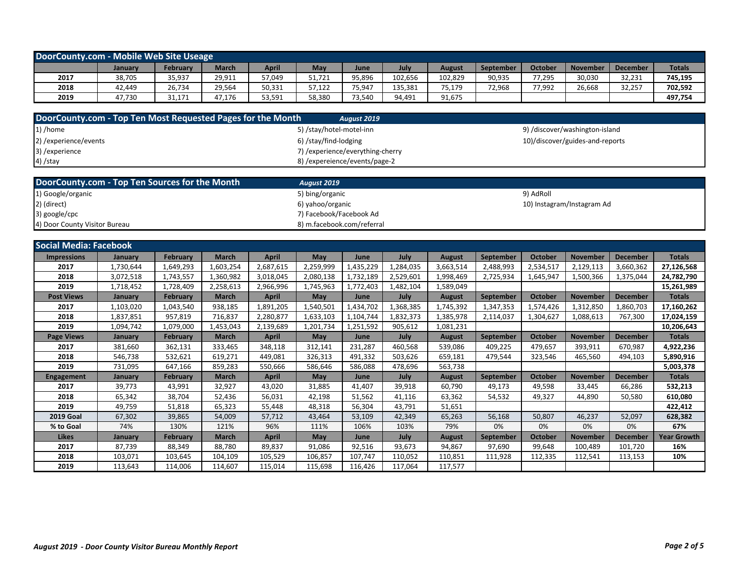## DoorCounty.com - Mobile Web Site Useage

| | January | February | March | April | May | June | July | August | September | October | November | December | Totals |
|---|---|---|---|---|---|---|---|---|---|---|---|---|---|
| 2017 | 38,705 | 35,937 | 29,911 | 57,049 | 51,721 | 95,896 | 102,656 | 102,829 | 90,935 | 77,295 | 30,030 | 32,231 | **745,195** |
| 2018 | 42,449 | 26,734 | 29,564 | 50,331 | 57,122 | 75,947 | 135,381 | 75,179 | 72,968 | 77,992 | 26,668 | 32,257 | **702,592** |
| 2019 | 47,730 | 31,171 | 47,176 | 53,591 | 58,380 | 73,540 | 94,491 | 91,675 | | | | | **497,754** |

## DoorCounty.com - Top Ten Most Requested Pages for the Month — *August 2019*

1) /home
2) /experience/events
3) /experience
4) /stay
5) /stay/hotel-motel-inn
6) /stay/find-lodging
7) /experience/everything-cherry
8) /expereience/events/page-2
9) /discover/washington-island
10)/discover/guides-and-reports

## DoorCounty.com - Top Ten Sources for the Month — *August 2019*

1) Google/organic
2) (direct)
3) google/cpc
4) Door County Visitor Bureau
5) bing/organic
6) yahoo/organic
7) Facebook/Facebook Ad
8) m.facebook.com/referral
9) AdRoll
10) Instagram/Instagram Ad

## Social Media: Facebook

| Impressions | January | February | March | April | May | June | July | August | September | October | November | December | Totals |
|---|---|---|---|---|---|---|---|---|---|---|---|---|---|
| 2017 | 1,730,644 | 1,649,293 | 1,603,254 | 2,687,615 | 2,259,999 | 1,435,229 | 1,284,035 | 3,663,514 | 2,488,993 | 2,534,517 | 2,129,113 | 3,660,362 | **27,126,568** |
| 2018 | 3,072,518 | 1,743,557 | 1,360,982 | 3,018,045 | 2,080,138 | 1,732,189 | 2,529,601 | 1,998,469 | 2,725,934 | 1,645,947 | 1,500,366 | 1,375,044 | **24,782,790** |
| 2019 | 1,718,452 | 1,728,409 | 2,258,613 | 2,966,996 | 1,745,963 | 1,772,403 | 1,482,104 | 1,589,049 | | | | | **15,261,989** |
| **Post Views** | **January** | **February** | **March** | **April** | **May** | **June** | **July** | **August** | **September** | **October** | **November** | **December** | **Totals** |
| 2017 | 1,103,020 | 1,043,540 | 938,185 | 1,891,205 | 1,540,501 | 1,434,702 | 1,368,385 | 1,745,392 | 1,347,353 | 1,574,426 | 1,312,850 | 1,860,703 | **17,160,262** |
| 2018 | 1,837,851 | 957,819 | 716,837 | 2,280,877 | 1,633,103 | 1,104,744 | 1,832,373 | 1,385,978 | 2,114,037 | 1,304,627 | 1,088,613 | 767,300 | **17,024,159** |
| 2019 | 1,094,742 | 1,079,000 | 1,453,043 | 2,139,689 | 1,201,734 | 1,251,592 | 905,612 | 1,081,231 | | | | | **10,206,643** |
| **Page Views** | **January** | **February** | **March** | **April** | **May** | **June** | **July** | **August** | **September** | **October** | **November** | **December** | **Totals** |
| 2017 | 381,660 | 362,131 | 333,465 | 348,118 | 312,141 | 231,287 | 460,568 | 539,086 | 409,225 | 479,657 | 393,911 | 670,987 | **4,922,236** |
| 2018 | 546,738 | 532,621 | 619,271 | 449,081 | 326,313 | 491,332 | 503,626 | 659,181 | 479,544 | 323,546 | 465,560 | 494,103 | **5,890,916** |
| 2019 | 731,095 | 647,166 | 859,283 | 550,666 | 586,646 | 586,088 | 478,696 | 563,738 | | | | | **5,003,378** |
| **Engagement** | **January** | **February** | **March** | **April** | **May** | **June** | **July** | **August** | **September** | **October** | **November** | **December** | **Totals** |
| 2017 | 39,773 | 43,991 | 32,927 | 43,020 | 31,885 | 41,407 | 39,918 | 60,790 | 49,173 | 49,598 | 33,445 | 66,286 | **532,213** |
| 2018 | 65,342 | 38,704 | 52,436 | 56,031 | 42,198 | 51,562 | 41,116 | 63,362 | 54,532 | 49,327 | 44,890 | 50,580 | **610,080** |
| 2019 | 49,759 | 51,818 | 65,323 | 55,448 | 48,318 | 56,304 | 43,791 | 51,651 | | | | | **422,412** |
| **2019 Goal** | 67,302 | 39,865 | 54,009 | 57,712 | 43,464 | 53,109 | 42,349 | 65,263 | 56,168 | 50,807 | 46,237 | 52,097 | **628,382** |
| **% to Goal** | 74% | 130% | 121% | 96% | 111% | 106% | 103% | 79% | 0% | 0% | 0% | 0% | **67%** |
| **Likes** | **January** | **February** | **March** | **April** | **May** | **June** | **July** | **August** | **September** | **October** | **November** | **December** | **Year Growth** |
| 2017 | 87,739 | 88,349 | 88,780 | 89,837 | 91,086 | 92,516 | 93,673 | 94,867 | 97,690 | 99,648 | 100,489 | 101,720 | **16%** |
| 2018 | 103,071 | 103,645 | 104,109 | 105,529 | 106,857 | 107,747 | 110,052 | 110,851 | 111,928 | 112,335 | 112,541 | 113,153 | **10%** |
| 2019 | 113,643 | 114,006 | 114,607 | 115,014 | 115,698 | 116,426 | 117,064 | 117,577 | | | | | |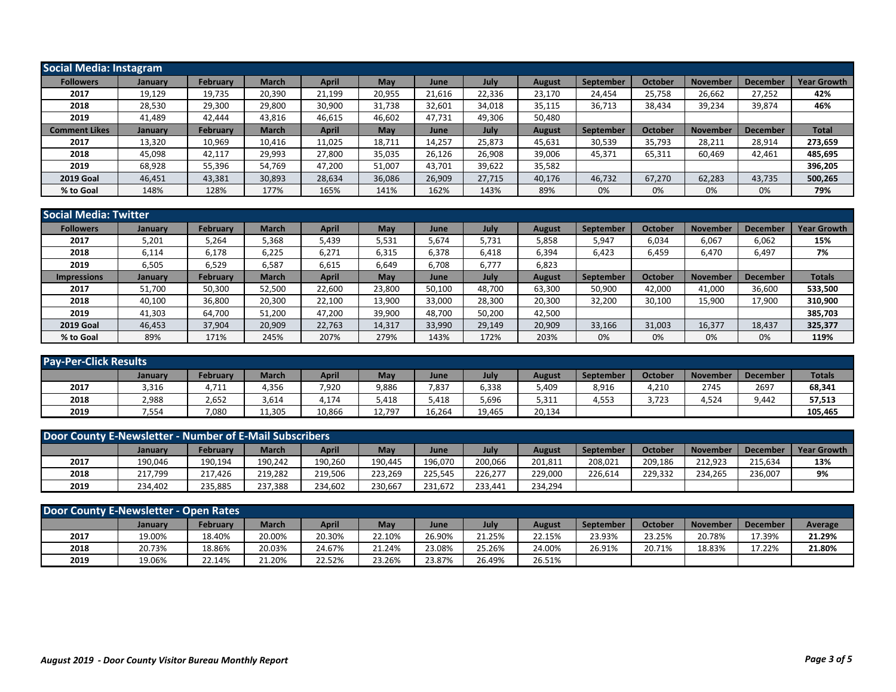## Social Media: Instagram

| Followers | January | February | March | April | May | June | July | August | September | October | November | December | Year Growth |
|---|---|---|---|---|---|---|---|---|---|---|---|---|---|
| 2017 | 19,129 | 19,735 | 20,390 | 21,199 | 20,955 | 21,616 | 22,336 | 23,170 | 24,454 | 25,758 | 26,662 | 27,252 | **42%** |
| 2018 | 28,530 | 29,300 | 29,800 | 30,900 | 31,738 | 32,601 | 34,018 | 35,115 | 36,713 | 38,434 | 39,234 | 39,874 | **46%** |
| 2019 | 41,489 | 42,444 | 43,816 | 46,615 | 46,602 | 47,731 | 49,306 | 50,480 | | | | | |
| **Comment Likes** | **January** | **February** | **March** | **April** | **May** | **June** | **July** | **August** | **September** | **October** | **November** | **December** | **Total** |
| 2017 | 13,320 | 10,969 | 10,416 | 11,025 | 18,711 | 14,257 | 25,873 | 45,631 | 30,539 | 35,793 | 28,211 | 28,914 | **273,659** |
| 2018 | 45,098 | 42,117 | 29,993 | 27,800 | 35,035 | 26,126 | 26,908 | 39,006 | 45,371 | 65,311 | 60,469 | 42,461 | **485,695** |
| 2019 | 68,928 | 55,396 | 54,769 | 47,200 | 51,007 | 43,701 | 39,622 | 35,582 | | | | | **396,205** |
| **2019 Goal** | 46,451 | 43,381 | 30,893 | 28,634 | 36,086 | 26,909 | 27,715 | 40,176 | 46,732 | 67,270 | 62,283 | 43,735 | **500,265** |
| **% to Goal** | 148% | 128% | 177% | 165% | 141% | 162% | 143% | 89% | 0% | 0% | 0% | 0% | **79%** |

## Social Media: Twitter

| Followers | January | February | March | April | May | June | July | August | September | October | November | December | Year Growth |
|---|---|---|---|---|---|---|---|---|---|---|---|---|---|
| 2017 | 5,201 | 5,264 | 5,368 | 5,439 | 5,531 | 5,674 | 5,731 | 5,858 | 5,947 | 6,034 | 6,067 | 6,062 | **15%** |
| 2018 | 6,114 | 6,178 | 6,225 | 6,271 | 6,315 | 6,378 | 6,418 | 6,394 | 6,423 | 6,459 | 6,470 | 6,497 | **7%** |
| 2019 | 6,505 | 6,529 | 6,587 | 6,615 | 6,649 | 6,708 | 6,777 | 6,823 | | | | | |
| **Impressions** | **January** | **February** | **March** | **April** | **May** | **June** | **July** | **August** | **September** | **October** | **November** | **December** | **Totals** |
| 2017 | 51,700 | 50,300 | 52,500 | 22,600 | 23,800 | 50,100 | 48,700 | 63,300 | 50,900 | 42,000 | 41,000 | 36,600 | **533,500** |
| 2018 | 40,100 | 36,800 | 20,300 | 22,100 | 13,900 | 33,000 | 28,300 | 20,300 | 32,200 | 30,100 | 15,900 | 17,900 | **310,900** |
| 2019 | 41,303 | 64,700 | 51,200 | 47,200 | 39,900 | 48,700 | 50,200 | 42,500 | | | | | **385,703** |
| **2019 Goal** | 46,453 | 37,904 | 20,909 | 22,763 | 14,317 | 33,990 | 29,149 | 20,909 | 33,166 | 31,003 | 16,377 | 18,437 | **325,377** |
| **% to Goal** | 89% | 171% | 245% | 207% | 279% | 143% | 172% | 203% | 0% | 0% | 0% | 0% | **119%** |

## Pay-Per-Click Results

| | January | February | March | April | May | June | July | August | September | October | November | December | Totals |
|---|---|---|---|---|---|---|---|---|---|---|---|---|---|
| 2017 | 3,316 | 4,711 | 4,356 | 7,920 | 9,886 | 7,837 | 6,338 | 5,409 | 8,916 | 4,210 | 2745 | 2697 | **68,341** |
| 2018 | 2,988 | 2,652 | 3,614 | 4,174 | 5,418 | 5,418 | 5,696 | 5,311 | 4,553 | 3,723 | 4,524 | 9,442 | **57,513** |
| 2019 | 7,554 | 7,080 | 11,305 | 10,866 | 12,797 | 16,264 | 19,465 | 20,134 | | | | | **105,465** |

## Door County E-Newsletter - Number of E-Mail Subscribers

| | January | February | March | April | May | June | July | August | September | October | November | December | Year Growth |
|---|---|---|---|---|---|---|---|---|---|---|---|---|---|
| 2017 | 190,046 | 190,194 | 190,242 | 190,260 | 190,445 | 196,070 | 200,066 | 201,811 | 208,021 | 209,186 | 212,923 | 215,634 | **13%** |
| 2018 | 217,799 | 217,426 | 219,282 | 219,506 | 223,269 | 225,545 | 226,277 | 229,000 | 226,614 | 229,332 | 234,265 | 236,007 | **9%** |
| 2019 | 234,402 | 235,885 | 237,388 | 234,602 | 230,667 | 231,672 | 233,441 | 234,294 | | | | | |

## Door County E-Newsletter - Open Rates

| | January | February | March | April | May | June | July | August | September | October | November | December | Average |
|---|---|---|---|---|---|---|---|---|---|---|---|---|---|
| 2017 | 19.00% | 18.40% | 20.00% | 20.30% | 22.10% | 26.90% | 21.25% | 22.15% | 23.93% | 23.25% | 20.78% | 17.39% | **21.29%** |
| 2018 | 20.73% | 18.86% | 20.03% | 24.67% | 21.24% | 23.08% | 25.26% | 24.00% | 26.91% | 20.71% | 18.83% | 17.22% | **21.80%** |
| 2019 | 19.06% | 22.14% | 21.20% | 22.52% | 23.26% | 23.87% | 26.49% | 26.51% | | | | | |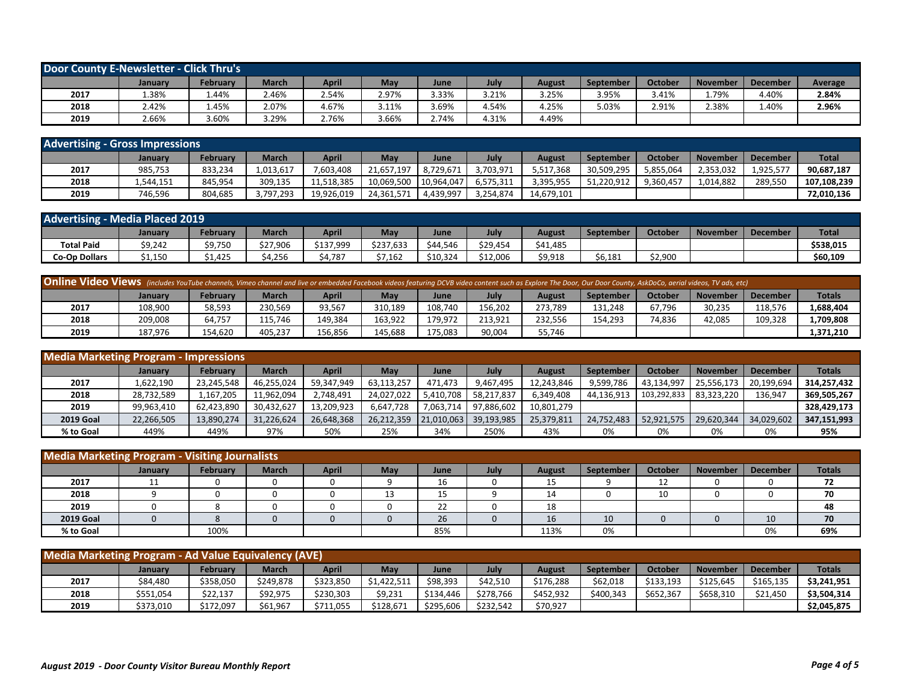## Door County E-Newsletter - Click Thru's

| | January | February | March | April | May | June | July | August | September | October | November | December | Average |
|---|---|---|---|---|---|---|---|---|---|---|---|---|---|
| **2017** | 1.38% | 1.44% | 2.46% | 2.54% | 2.97% | 3.33% | 3.21% | 3.25% | 3.95% | 3.41% | 1.79% | 4.40% | **2.84%** |
| **2018** | 2.42% | 1.45% | 2.07% | 4.67% | 3.11% | 3.69% | 4.54% | 4.25% | 5.03% | 2.91% | 2.38% | 1.40% | **2.96%** |
| **2019** | 2.66% | 3.60% | 3.29% | 2.76% | 3.66% | 2.74% | 4.31% | 4.49% | | | | | |

## Advertising - Gross Impressions

| | January | February | March | April | May | June | July | August | September | October | November | December | Total |
|---|---|---|---|---|---|---|---|---|---|---|---|---|---|
| **2017** | 985,753 | 833,234 | 1,013,617 | 7,603,408 | 21,657,197 | 8,729,671 | 3,703,971 | 5,517,368 | 30,509,295 | 5,855,064 | 2,353,032 | 1,925,577 | **90,687,187** |
| **2018** | 1,544,151 | 845,954 | 309,135 | 11,518,385 | 10,069,500 | 10,964,047 | 6,575,311 | 3,395,955 | 51,220,912 | 9,360,457 | 1,014,882 | 289,550 | **107,108,239** |
| **2019** | 746,596 | 804,685 | 3,797,293 | 19,926,019 | 24,361,571 | 4,439,997 | 3,254,874 | 14,679,101 | | | | | **72,010,136** |

## Advertising - Media Placed 2019

| | January | February | March | April | May | June | July | August | September | October | November | December | Total |
|---|---|---|---|---|---|---|---|---|---|---|---|---|---|
| **Total Paid** | $9,242 | $9,750 | $27,906 | $137,999 | $237,633 | $44,546 | $29,454 | $41,485 | | | | | **$538,015** |
| **Co-Op Dollars** | $1,150 | $1,425 | $4,256 | $4,787 | $7,162 | $10,324 | $12,006 | $9,918 | $6,181 | $2,900 | | | **$60,109** |

## Online Video Views

*(includes YouTube channels, Vimeo channel and live or embedded Facebook videos featuring DCVB video content such as Explore The Door, Our Door County, AskDoCo, aerial videos, TV ads, etc)*

| | January | February | March | April | May | June | July | August | September | October | November | December | Totals |
|---|---|---|---|---|---|---|---|---|---|---|---|---|---|
| **2017** | 108,900 | 58,593 | 230,569 | 93,567 | 310,189 | 108,740 | 156,202 | 273,789 | 131,248 | 67,796 | 30,235 | 118,576 | **1,688,404** |
| **2018** | 209,008 | 64,757 | 115,746 | 149,384 | 163,922 | 179,972 | 213,921 | 232,556 | 154,293 | 74,836 | 42,085 | 109,328 | **1,709,808** |
| **2019** | 187,976 | 154,620 | 405,237 | 156,856 | 145,688 | 175,083 | 90,004 | 55,746 | | | | | **1,371,210** |

## Media Marketing Program - Impressions

| | January | February | March | April | May | June | July | August | September | October | November | December | Totals |
|---|---|---|---|---|---|---|---|---|---|---|---|---|---|
| **2017** | 1,622,190 | 23,245,548 | 46,255,024 | 59,347,949 | 63,113,257 | 471,473 | 9,467,495 | 12,243,846 | 9,599,786 | 43,134,997 | 25,556,173 | 20,199,694 | **314,257,432** |
| **2018** | 28,732,589 | 1,167,205 | 11,962,094 | 2,748,491 | 24,027,022 | 5,410,708 | 58,217,837 | 6,349,408 | 44,136,913 | 103,292,833 | 83,323,220 | 136,947 | **369,505,267** |
| **2019** | 99,963,410 | 62,423,890 | 30,432,627 | 13,209,923 | 6,647,728 | 7,063,714 | 97,886,602 | 10,801,279 | | | | | **328,429,173** |
| **2019 Goal** | 22,266,505 | 13,890,274 | 31,226,624 | 26,648,368 | 26,212,359 | 21,010,063 | 39,193,985 | 25,379,811 | 24,752,483 | 52,921,575 | 29,620,344 | 34,029,602 | **347,151,993** |
| **% to Goal** | 449% | 449% | 97% | 50% | 25% | 34% | 250% | 43% | 0% | 0% | 0% | 0% | **95%** |

## Media Marketing Program - Visiting Journalists

| | January | February | March | April | May | June | July | August | September | October | November | December | Totals |
|---|---|---|---|---|---|---|---|---|---|---|---|---|---|
| **2017** | 11 | 0 | 0 | 0 | 9 | 16 | 0 | 15 | 9 | 12 | 0 | 0 | **72** |
| **2018** | 9 | 0 | 0 | 0 | 13 | 15 | 9 | 14 | 0 | 10 | 0 | 0 | **70** |
| **2019** | 0 | 8 | 0 | 0 | 0 | 22 | 0 | 18 | | | | | **48** |
| **2019 Goal** | 0 | 8 | 0 | 0 | 0 | 26 | 0 | 16 | 10 | 0 | 0 | 10 | **70** |
| **% to Goal** | | 100% | | | | 85% | | 113% | 0% | | | 0% | **69%** |

## Media Marketing Program - Ad Value Equivalency (AVE)

| | January | February | March | April | May | June | July | August | September | October | November | December | Totals |
|---|---|---|---|---|---|---|---|---|---|---|---|---|---|
| **2017** | $84,480 | $358,050 | $249,878 | $323,850 | $1,422,511 | $98,393 | $42,510 | $176,288 | $62,018 | $133,193 | $125,645 | $165,135 | **$3,241,951** |
| **2018** | $551,054 | $22,137 | $92,975 | $230,303 | $9,231 | $134,446 | $278,766 | $452,932 | $400,343 | $652,367 | $658,310 | $21,450 | **$3,504,314** |
| **2019** | $373,010 | $172,097 | $61,967 | $711,055 | $128,671 | $295,606 | $232,542 | $70,927 | | | | | **$2,045,875** |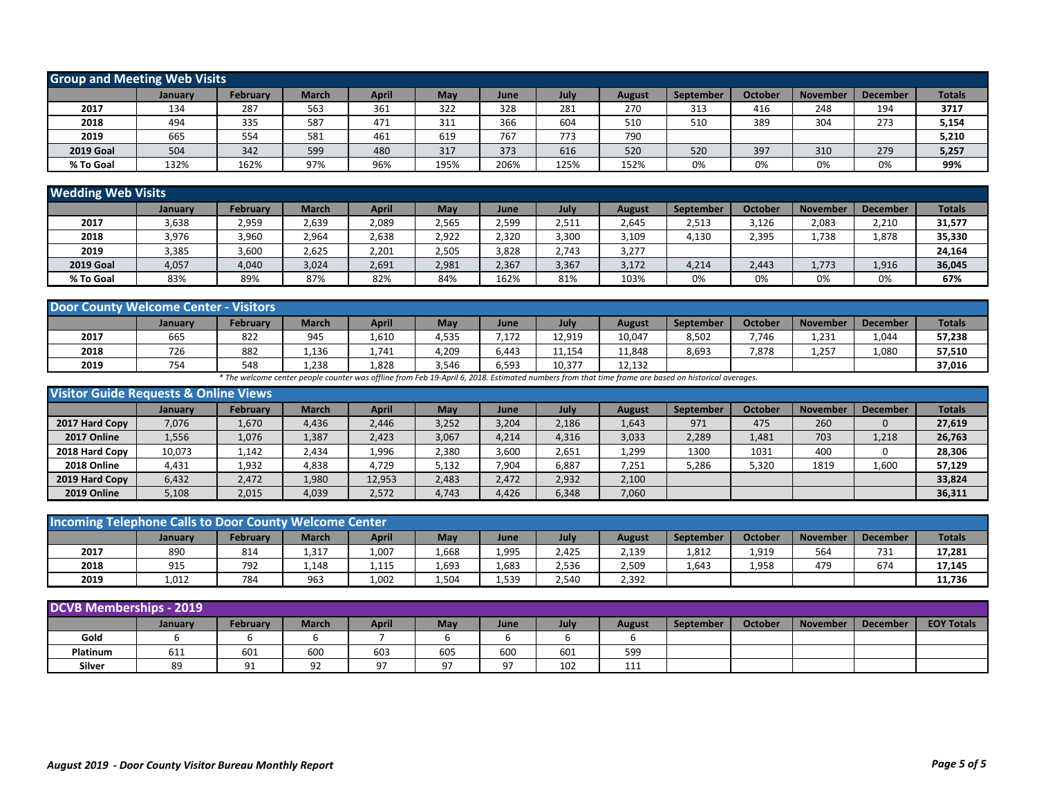## Group and Meeting Web Visits

| | January | February | March | April | May | June | July | August | September | October | November | December | Totals |
|---|---|---|---|---|---|---|---|---|---|---|---|---|---|
| **2017** | 134 | 287 | 563 | 361 | 322 | 328 | 281 | 270 | 313 | 416 | 248 | 194 | **3717** |
| **2018** | 494 | 335 | 587 | 471 | 311 | 366 | 604 | 510 | 510 | 389 | 304 | 273 | **5,154** |
| **2019** | 665 | 554 | 581 | 461 | 619 | 767 | 773 | 790 | | | | | **5,210** |
| **2019 Goal** | 504 | 342 | 599 | 480 | 317 | 373 | 616 | 520 | 520 | 397 | 310 | 279 | **5,257** |
| **% To Goal** | 132% | 162% | 97% | 96% | 195% | 206% | 125% | 152% | 0% | 0% | 0% | 0% | **99%** |

## Wedding Web Visits

| | January | February | March | April | May | June | July | August | September | October | November | December | Totals |
|---|---|---|---|---|---|---|---|---|---|---|---|---|---|
| **2017** | 3,638 | 2,959 | 2,639 | 2,089 | 2,565 | 2,599 | 2,511 | 2,645 | 2,513 | 3,126 | 2,083 | 2,210 | **31,577** |
| **2018** | 3,976 | 3,960 | 2,964 | 2,638 | 2,922 | 2,320 | 3,300 | 3,109 | 4,130 | 2,395 | 1,738 | 1,878 | **35,330** |
| **2019** | 3,385 | 3,600 | 2,625 | 2,201 | 2,505 | 3,828 | 2,743 | 3,277 | | | | | **24,164** |
| **2019 Goal** | 4,057 | 4,040 | 3,024 | 2,691 | 2,981 | 2,367 | 3,367 | 3,172 | 4,214 | 2,443 | 1,773 | 1,916 | **36,045** |
| **% To Goal** | 83% | 89% | 87% | 82% | 84% | 162% | 81% | 103% | 0% | 0% | 0% | 0% | **67%** |

## Door County Welcome Center - Visitors

| | January | February | March | April | May | June | July | August | September | October | November | December | Totals |
|---|---|---|---|---|---|---|---|---|---|---|---|---|---|
| **2017** | 665 | 822 | 945 | 1,610 | 4,535 | 7,172 | 12,919 | 10,047 | 8,502 | 7,746 | 1,231 | 1,044 | **57,238** |
| **2018** | 726 | 882 | 1,136 | 1,741 | 4,209 | 6,443 | 11,154 | 11,848 | 8,693 | 7,878 | 1,257 | 1,080 | **57,510** |
| **2019** | 754 | 548 | 1,238 | 1,828 | 3,546 | 6,593 | 10,377 | 12,132 | | | | | **37,016** |

*\* The welcome center people counter was offline from Feb 19-April 6, 2018. Estimated numbers from that time frame are based on historical averages.*

## Visitor Guide Requests & Online Views

| | January | February | March | April | May | June | July | August | September | October | November | December | Totals |
|---|---|---|---|---|---|---|---|---|---|---|---|---|---|
| **2017 Hard Copy** | 7,076 | 1,670 | 4,436 | 2,446 | 3,252 | 3,204 | 2,186 | 1,643 | 971 | 475 | 260 | 0 | **27,619** |
| **2017 Online** | 1,556 | 1,076 | 1,387 | 2,423 | 3,067 | 4,214 | 4,316 | 3,033 | 2,289 | 1,481 | 703 | 1,218 | **26,763** |
| **2018 Hard Copy** | 10,073 | 1,142 | 2,434 | 1,996 | 2,380 | 3,600 | 2,651 | 1,299 | 1300 | 1031 | 400 | 0 | **28,306** |
| **2018 Online** | 4,431 | 1,932 | 4,838 | 4,729 | 5,132 | 7,904 | 6,887 | 7,251 | 5,286 | 5,320 | 1819 | 1,600 | **57,129** |
| **2019 Hard Copy** | 6,432 | 2,472 | 1,980 | 12,953 | 2,483 | 2,472 | 2,932 | 2,100 | | | | | **33,824** |
| **2019 Online** | 5,108 | 2,015 | 4,039 | 2,572 | 4,743 | 4,426 | 6,348 | 7,060 | | | | | **36,311** |

## Incoming Telephone Calls to Door County Welcome Center

| | January | February | March | April | May | June | July | August | September | October | November | December | Totals |
|---|---|---|---|---|---|---|---|---|---|---|---|---|---|
| **2017** | 890 | 814 | 1,317 | 1,007 | 1,668 | 1,995 | 2,425 | 2,139 | 1,812 | 1,919 | 564 | 731 | **17,281** |
| **2018** | 915 | 792 | 1,148 | 1,115 | 1,693 | 1,683 | 2,536 | 2,509 | 1,643 | 1,958 | 479 | 674 | **17,145** |
| **2019** | 1,012 | 784 | 963 | 1,002 | 1,504 | 1,539 | 2,540 | 2,392 | | | | | **11,736** |

## DCVB Memberships - 2019

| | January | February | March | April | May | June | July | August | September | October | November | December | EOY Totals |
|---|---|---|---|---|---|---|---|---|---|---|---|---|---|
| **Gold** | 6 | 6 | 6 | 7 | 6 | 6 | 6 | 6 | | | | | |
| **Platinum** | 611 | 601 | 600 | 603 | 605 | 600 | 601 | 599 | | | | | |
| **Silver** | 89 | 91 | 92 | 97 | 97 | 97 | 102 | 111 | | | | | |